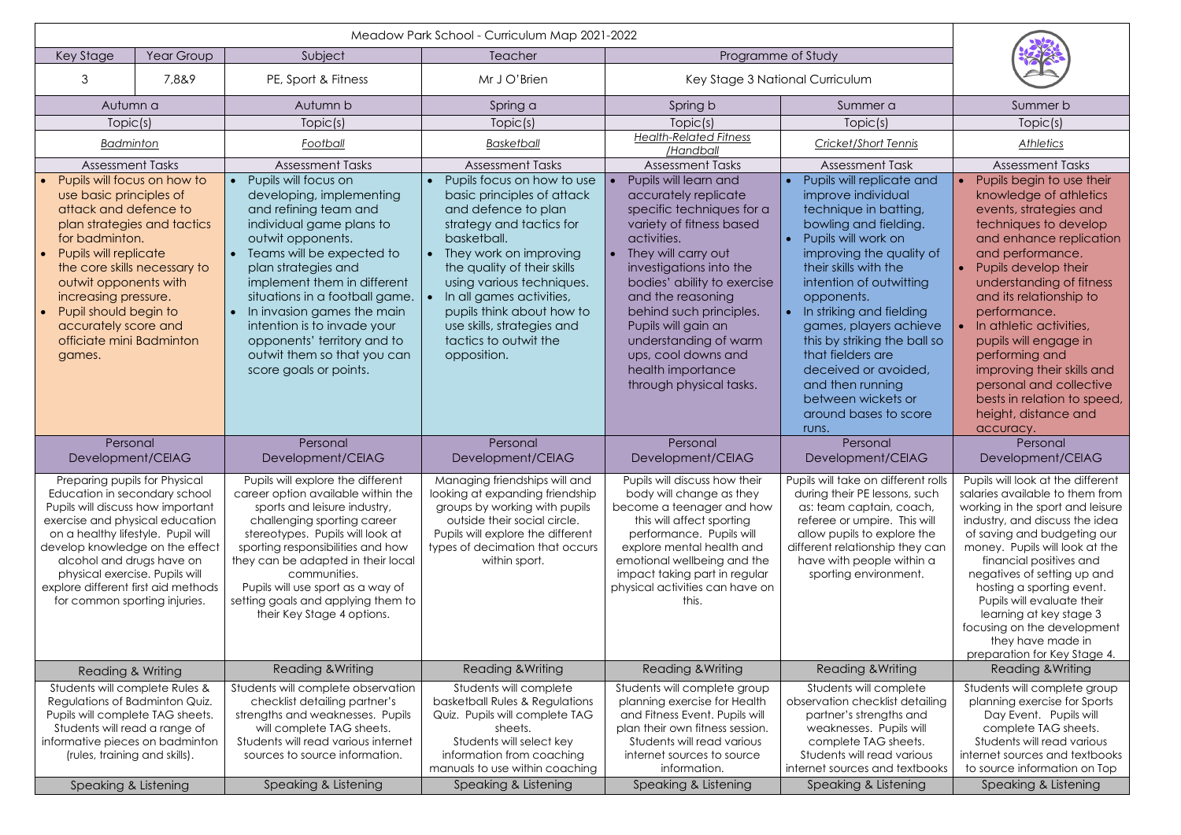| Meadow Park School - Curriculum Map 2021-2022 | | | | | | |
|---|---|---|---|---|---|---|
| Key Stage | Year Group | Subject | Teacher | Programme of Study | | |
| 3 | 7,8&9 | PE, Sport & Fitness | Mr J O'Brien | Key Stage 3 National Curriculum | | |

| Autumn a | Autumn b | Spring a | Spring b | Summer a | Summer b |
|---|---|---|---|---|---|
| Topic(s) | Topic(s) | Topic(s) | Topic(s) | Topic(s) | Topic(s) |
| *Badminton* | *Football* | *Basketball* | *Health-Related Fitness /Handball* | *Cricket/Short Tennis* | *Athletics* |
| Assessment Tasks | Assessment Tasks | Assessment Tasks | Assessment Tasks | Assessment Task | Assessment Tasks |
| • Pupils will focus on how to use basic principles of attack and defence to plan strategies and tactics for badminton.<br>• Pupils will replicate the core skills necessary to outwit opponents with increasing pressure.<br>• Pupil should begin to accurately score and officiate mini Badminton games. | • Pupils will focus on developing, implementing and refining team and individual game plans to outwit opponents.<br>• Teams will be expected to plan strategies and implement them in different situations in a football game.<br>• In invasion games the main intention is to invade your opponents' territory and to outwit them so that you can score goals or points. | • Pupils focus on how to use basic principles of attack and defence to plan strategy and tactics for basketball.<br>• They work on improving the quality of their skills using various techniques.<br>• In all games activities, pupils think about how to use skills, strategies and tactics to outwit the opposition. | • Pupils will learn and accurately replicate specific techniques for a variety of fitness based activities.<br>• They will carry out investigations into the bodies' ability to exercise and the reasoning behind such principles. Pupils will gain an understanding of warm ups, cool downs and health importance through physical tasks. | • Pupils will replicate and improve individual technique in batting, bowling and fielding.<br>• Pupils will work on improving the quality of their skills with the intention of outwitting opponents.<br>• In striking and fielding games, players achieve this by striking the ball so that fielders are deceived or avoided, and then running between wickets or around bases to score runs. | • Pupils begin to use their knowledge of athletics events, strategies and techniques to develop and enhance replication and performance.<br>• Pupils develop their understanding of fitness and its relationship to performance.<br>• In athletic activities, pupils will engage in performing and improving their skills and personal and collective bests in relation to speed, height, distance and accuracy. |
| Personal Development/CEIAG | Personal Development/CEIAG | Personal Development/CEIAG | Personal Development/CEIAG | Personal Development/CEIAG | Personal Development/CEIAG |
| Preparing pupils for Physical Education in secondary school Pupils will discuss how important exercise and physical education on a healthy lifestyle. Pupil will develop knowledge on the effect alcohol and drugs have on physical exercise. Pupils will explore different first aid methods for common sporting injuries. | Pupils will explore the different career option available within the sports and leisure industry, challenging sporting career stereotypes. Pupils will look at sporting responsibilities and how they can be adapted in their local communities. Pupils will use sport as a way of setting goals and applying them to their Key Stage 4 options. | Managing friendships will and looking at expanding friendship groups by working with pupils outside their social circle. Pupils will explore the different types of decimation that occurs within sport. | Pupils will discuss how their body will change as they become a teenager and how this will affect sporting performance. Pupils will explore mental health and emotional wellbeing and the impact taking part in regular physical activities can have on this. | Pupils will take on different rolls during their PE lessons, such as: team captain, coach, referee or umpire. This will allow pupils to explore the different relationship they can have with people within a sporting environment. | Pupils will look at the different salaries available to them from working in the sport and leisure industry, and discuss the idea of saving and budgeting our money. Pupils will look at the financial positives and negatives of setting up and hosting a sporting event. Pupils will evaluate their learning at key stage 3 focusing on the development they have made in preparation for Key Stage 4. |
| Reading & Writing | Reading &Writing | Reading &Writing | Reading &Writing | Reading &Writing | Reading &Writing |
| Students will complete Rules & Regulations of Badminton Quiz. Pupils will complete TAG sheets. Students will read a range of informative pieces on badminton (rules, training and skills). | Students will complete observation checklist detailing partner's strengths and weaknesses. Pupils will complete TAG sheets. Students will read various internet sources to source information. | Students will complete basketball Rules & Regulations Quiz. Pupils will complete TAG sheets. Students will select key information from coaching manuals to use within coaching | Students will complete group planning exercise for Health and Fitness Event. Pupils will plan their own fitness session. Students will read various internet sources to source information. | Students will complete observation checklist detailing partner's strengths and weaknesses. Pupils will complete TAG sheets. Students will read various internet sources and textbooks | Students will complete group planning exercise for Sports Day Event. Pupils will complete TAG sheets. Students will read various internet sources and textbooks to source information on Top |
| Speaking & Listening | Speaking & Listening | Speaking & Listening | Speaking & Listening | Speaking & Listening | Speaking & Listening |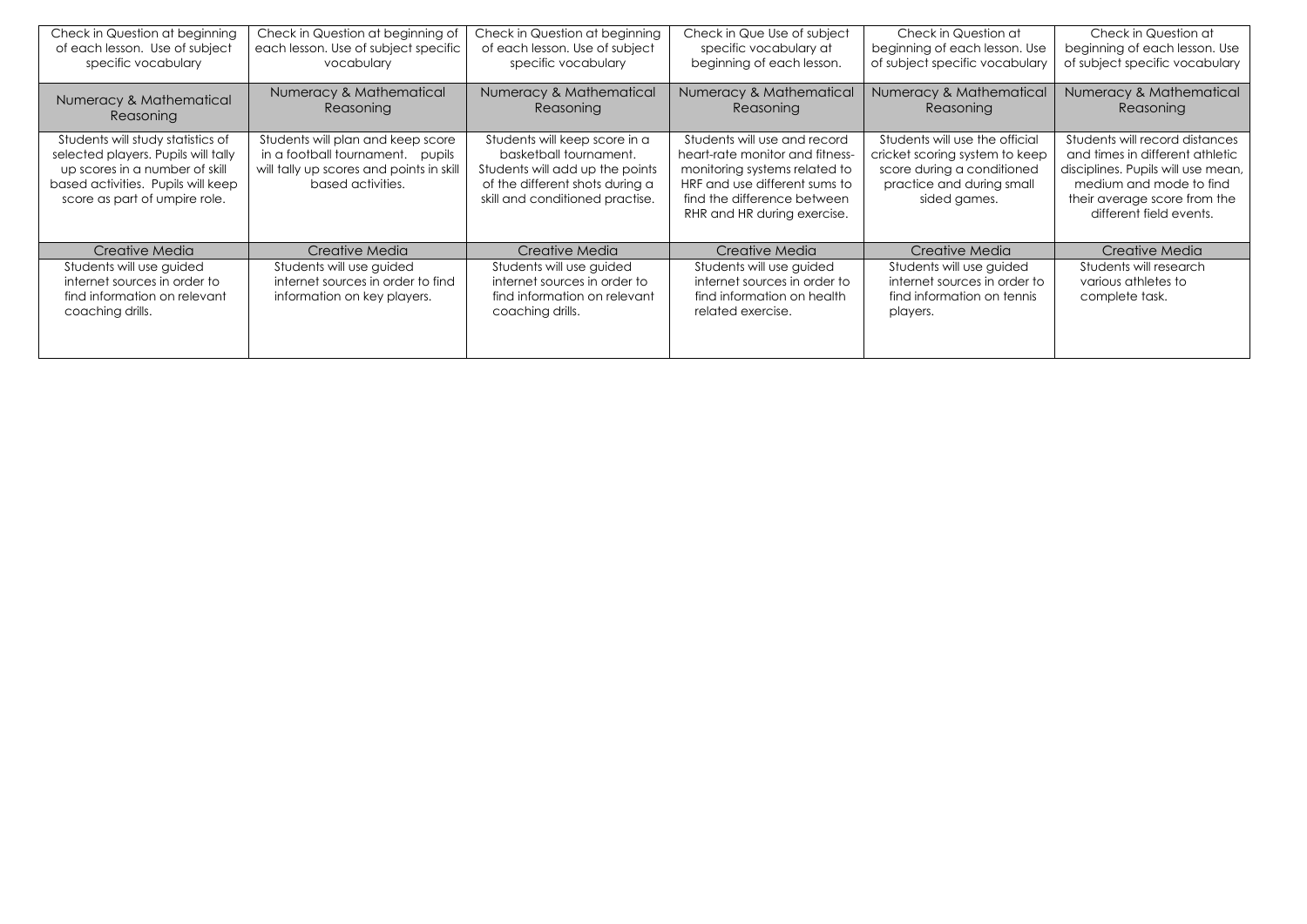| | | | | | |
|---|---|---|---|---|---|
| Check in Question at beginning of each lesson. Use of subject specific vocabulary | Check in Question at beginning of each lesson. Use of subject specific vocabulary | Check in Question at beginning of each lesson. Use of subject specific vocabulary | Check in Que Use of subject specific vocabulary at beginning of each lesson. | Check in Question at beginning of each lesson. Use of subject specific vocabulary | Check in Question at beginning of each lesson. Use of subject specific vocabulary |
| Numeracy & Mathematical Reasoning | Numeracy & Mathematical Reasoning | Numeracy & Mathematical Reasoning | Numeracy & Mathematical Reasoning | Numeracy & Mathematical Reasoning | Numeracy & Mathematical Reasoning |
| Students will study statistics of selected players. Pupils will tally up scores in a number of skill based activities. Pupils will keep score as part of umpire role. | Students will plan and keep score in a football tournament. pupils will tally up scores and points in skill based activities. | Students will keep score in a basketball tournament. Students will add up the points of the different shots during a skill and conditioned practise. | Students will use and record heart-rate monitor and fitness-monitoring systems related to HRF and use different sums to find the difference between RHR and HR during exercise. | Students will use the official cricket scoring system to keep score during a conditioned practice and during small sided games. | Students will record distances and times in different athletic disciplines. Pupils will use mean, medium and mode to find their average score from the different field events. |
| Creative Media | Creative Media | Creative Media | Creative Media | Creative Media | Creative Media |
| Students will use guided internet sources in order to find information on relevant coaching drills. | Students will use guided internet sources in order to find information on key players. | Students will use guided internet sources in order to find information on relevant coaching drills. | Students will use guided internet sources in order to find information on health related exercise. | Students will use guided internet sources in order to find information on tennis players. | Students will research various athletes to complete task. |